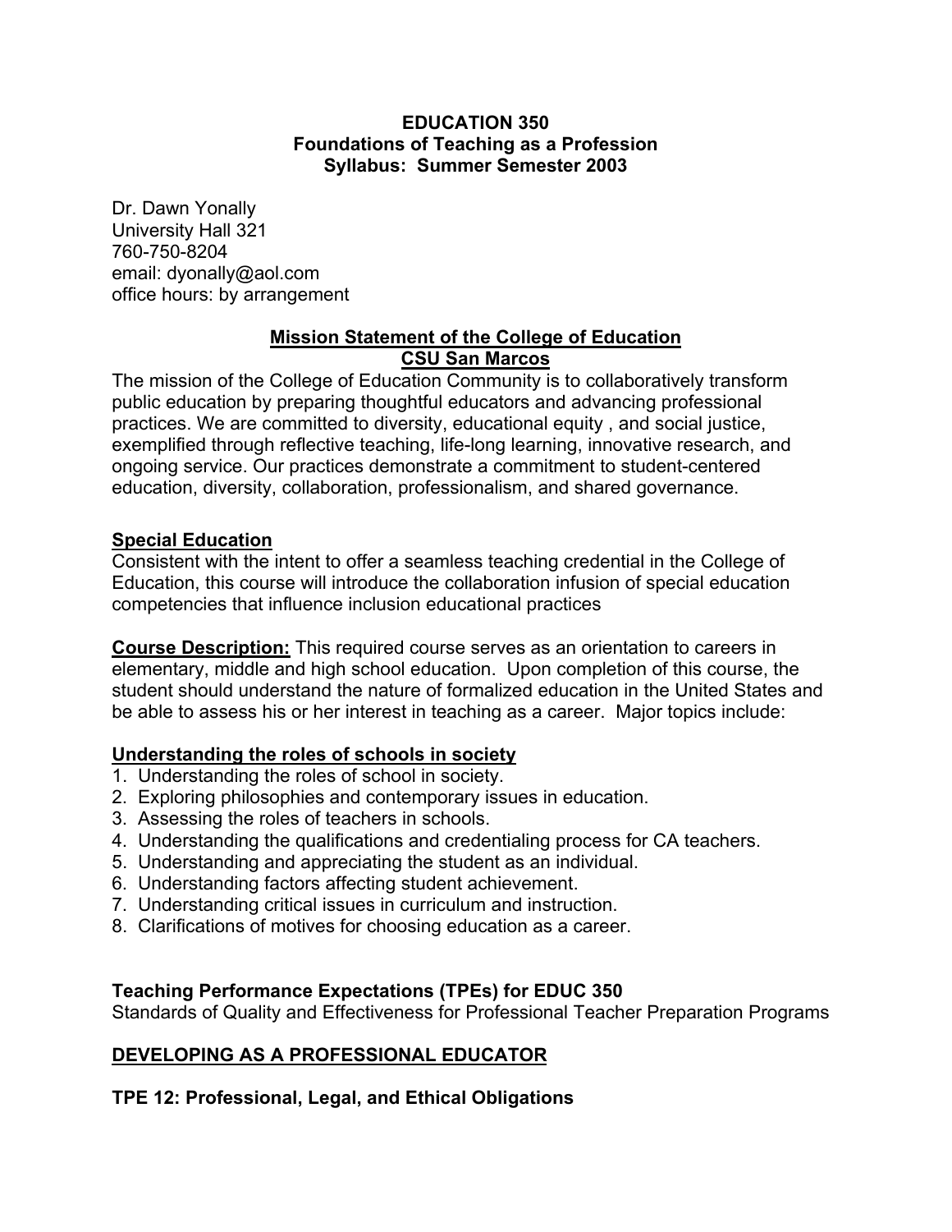**EDUCATION 350**
**Foundations of Teaching as a Profession**
**Syllabus: Summer Semester 2003**

Dr. Dawn Yonally
University Hall 321
760-750-8204
email: dyonally@aol.com
office hours: by arrangement

## Mission Statement of the College of Education CSU San Marcos

The mission of the College of Education Community is to collaboratively transform public education by preparing thoughtful educators and advancing professional practices. We are committed to diversity, educational equity , and social justice, exemplified through reflective teaching, life-long learning, innovative research, and ongoing service. Our practices demonstrate a commitment to student-centered education, diversity, collaboration, professionalism, and shared governance.

## Special Education

Consistent with the intent to offer a seamless teaching credential in the College of Education, this course will introduce the collaboration infusion of special education competencies that influence inclusion educational practices

**Course Description:** This required course serves as an orientation to careers in elementary, middle and high school education. Upon completion of this course, the student should understand the nature of formalized education in the United States and be able to assess his or her interest in teaching as a career. Major topics include:

## Understanding the roles of schools in society

1. Understanding the roles of school in society.
2. Exploring philosophies and contemporary issues in education.
3. Assessing the roles of teachers in schools.
4. Understanding the qualifications and credentialing process for CA teachers.
5. Understanding and appreciating the student as an individual.
6. Understanding factors affecting student achievement.
7. Understanding critical issues in curriculum and instruction.
8. Clarifications of motives for choosing education as a career.

### Teaching Performance Expectations (TPEs) for EDUC 350

Standards of Quality and Effectiveness for Professional Teacher Preparation Programs

## DEVELOPING AS A PROFESSIONAL EDUCATOR

### TPE 12: Professional, Legal, and Ethical Obligations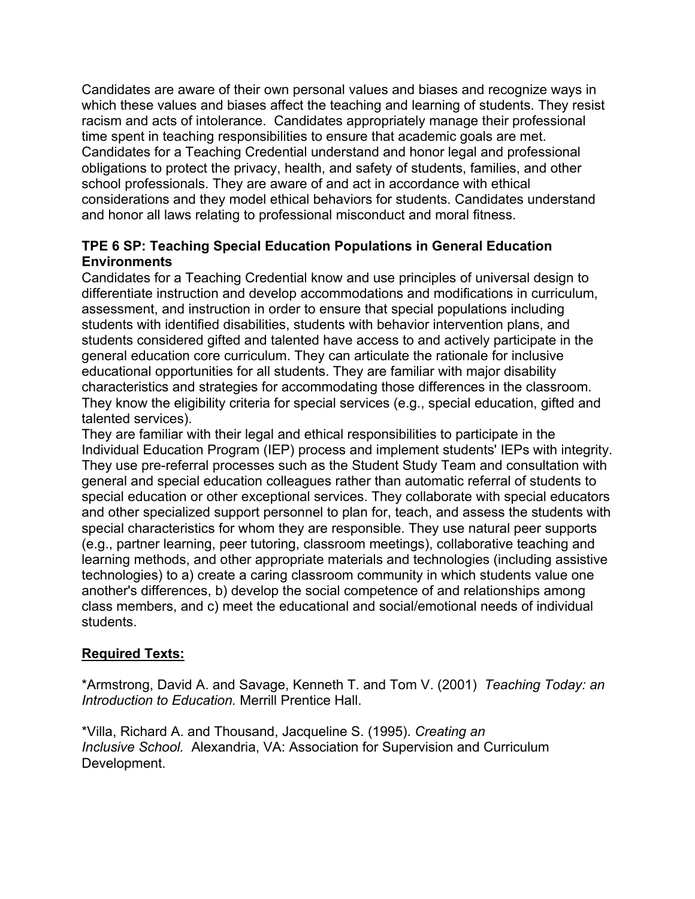Candidates are aware of their own personal values and biases and recognize ways in which these values and biases affect the teaching and learning of students. They resist racism and acts of intolerance. Candidates appropriately manage their professional time spent in teaching responsibilities to ensure that academic goals are met. Candidates for a Teaching Credential understand and honor legal and professional obligations to protect the privacy, health, and safety of students, families, and other school professionals. They are aware of and act in accordance with ethical considerations and they model ethical behaviors for students. Candidates understand and honor all laws relating to professional misconduct and moral fitness.

**TPE 6 SP: Teaching Special Education Populations in General Education Environments**

Candidates for a Teaching Credential know and use principles of universal design to differentiate instruction and develop accommodations and modifications in curriculum, assessment, and instruction in order to ensure that special populations including students with identified disabilities, students with behavior intervention plans, and students considered gifted and talented have access to and actively participate in the general education core curriculum. They can articulate the rationale for inclusive educational opportunities for all students. They are familiar with major disability characteristics and strategies for accommodating those differences in the classroom. They know the eligibility criteria for special services (e.g., special education, gifted and talented services).

They are familiar with their legal and ethical responsibilities to participate in the Individual Education Program (IEP) process and implement students' IEPs with integrity. They use pre-referral processes such as the Student Study Team and consultation with general and special education colleagues rather than automatic referral of students to special education or other exceptional services. They collaborate with special educators and other specialized support personnel to plan for, teach, and assess the students with special characteristics for whom they are responsible. They use natural peer supports (e.g., partner learning, peer tutoring, classroom meetings), collaborative teaching and learning methods, and other appropriate materials and technologies (including assistive technologies) to a) create a caring classroom community in which students value one another's differences, b) develop the social competence of and relationships among class members, and c) meet the educational and social/emotional needs of individual students.

**<u>Required Texts:</u>**

*Armstrong, David A. and Savage, Kenneth T. and Tom V. (2001) *Teaching Today: an Introduction to Education.* Merrill Prentice Hall.

*Villa, Richard A. and Thousand, Jacqueline S. (1995). *Creating an Inclusive School.* Alexandria, VA: Association for Supervision and Curriculum Development.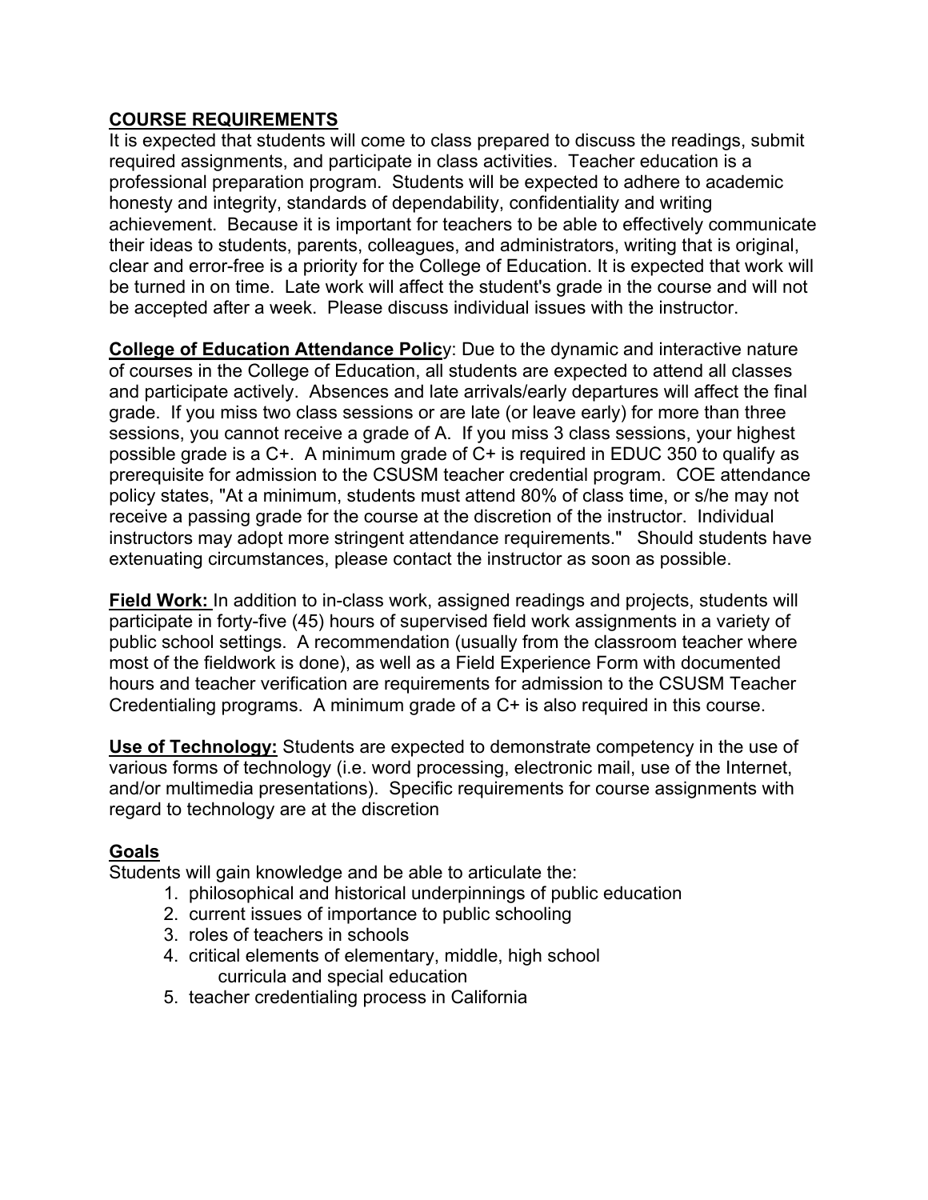## COURSE REQUIREMENTS

It is expected that students will come to class prepared to discuss the readings, submit required assignments, and participate in class activities. Teacher education is a professional preparation program. Students will be expected to adhere to academic honesty and integrity, standards of dependability, confidentiality and writing achievement. Because it is important for teachers to be able to effectively communicate their ideas to students, parents, colleagues, and administrators, writing that is original, clear and error-free is a priority for the College of Education. It is expected that work will be turned in on time. Late work will affect the student's grade in the course and will not be accepted after a week. Please discuss individual issues with the instructor.

**College of Education Attendance Policy**: Due to the dynamic and interactive nature of courses in the College of Education, all students are expected to attend all classes and participate actively. Absences and late arrivals/early departures will affect the final grade. If you miss two class sessions or are late (or leave early) for more than three sessions, you cannot receive a grade of A. If you miss 3 class sessions, your highest possible grade is a C+. A minimum grade of C+ is required in EDUC 350 to qualify as prerequisite for admission to the CSUSM teacher credential program. COE attendance policy states, "At a minimum, students must attend 80% of class time, or s/he may not receive a passing grade for the course at the discretion of the instructor. Individual instructors may adopt more stringent attendance requirements." Should students have extenuating circumstances, please contact the instructor as soon as possible.

**Field Work:** In addition to in-class work, assigned readings and projects, students will participate in forty-five (45) hours of supervised field work assignments in a variety of public school settings. A recommendation (usually from the classroom teacher where most of the fieldwork is done), as well as a Field Experience Form with documented hours and teacher verification are requirements for admission to the CSUSM Teacher Credentialing programs. A minimum grade of a C+ is also required in this course.

**Use of Technology:** Students are expected to demonstrate competency in the use of various forms of technology (i.e. word processing, electronic mail, use of the Internet, and/or multimedia presentations). Specific requirements for course assignments with regard to technology are at the discretion

## Goals

Students will gain knowledge and be able to articulate the:

1. philosophical and historical underpinnings of public education
2. current issues of importance to public schooling
3. roles of teachers in schools
4. critical elements of elementary, middle, high school curricula and special education
5. teacher credentialing process in California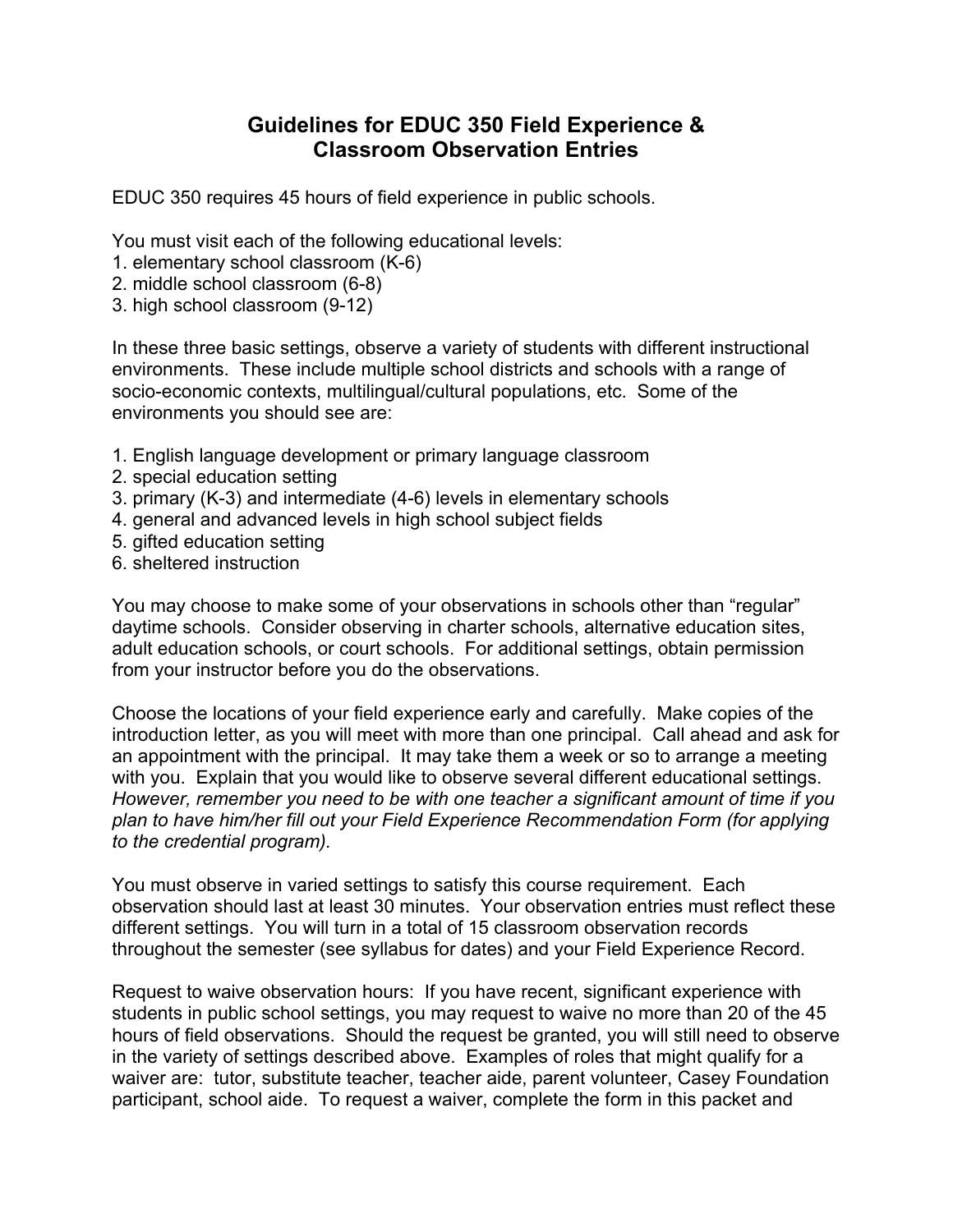# Guidelines for EDUC 350 Field Experience & Classroom Observation Entries

EDUC 350 requires 45 hours of field experience in public schools.

You must visit each of the following educational levels:
1. elementary school classroom (K-6)
2. middle school classroom (6-8)
3. high school classroom (9-12)

In these three basic settings, observe a variety of students with different instructional environments. These include multiple school districts and schools with a range of socio-economic contexts, multilingual/cultural populations, etc. Some of the environments you should see are:

1. English language development or primary language classroom
2. special education setting
3. primary (K-3) and intermediate (4-6) levels in elementary schools
4. general and advanced levels in high school subject fields
5. gifted education setting
6. sheltered instruction

You may choose to make some of your observations in schools other than "regular" daytime schools. Consider observing in charter schools, alternative education sites, adult education schools, or court schools. For additional settings, obtain permission from your instructor before you do the observations.

Choose the locations of your field experience early and carefully. Make copies of the introduction letter, as you will meet with more than one principal. Call ahead and ask for an appointment with the principal. It may take them a week or so to arrange a meeting with you. Explain that you would like to observe several different educational settings. *However, remember you need to be with one teacher a significant amount of time if you plan to have him/her fill out your Field Experience Recommendation Form (for applying to the credential program).*

You must observe in varied settings to satisfy this course requirement. Each observation should last at least 30 minutes. Your observation entries must reflect these different settings. You will turn in a total of 15 classroom observation records throughout the semester (see syllabus for dates) and your Field Experience Record.

Request to waive observation hours: If you have recent, significant experience with students in public school settings, you may request to waive no more than 20 of the 45 hours of field observations. Should the request be granted, you will still need to observe in the variety of settings described above. Examples of roles that might qualify for a waiver are: tutor, substitute teacher, teacher aide, parent volunteer, Casey Foundation participant, school aide. To request a waiver, complete the form in this packet and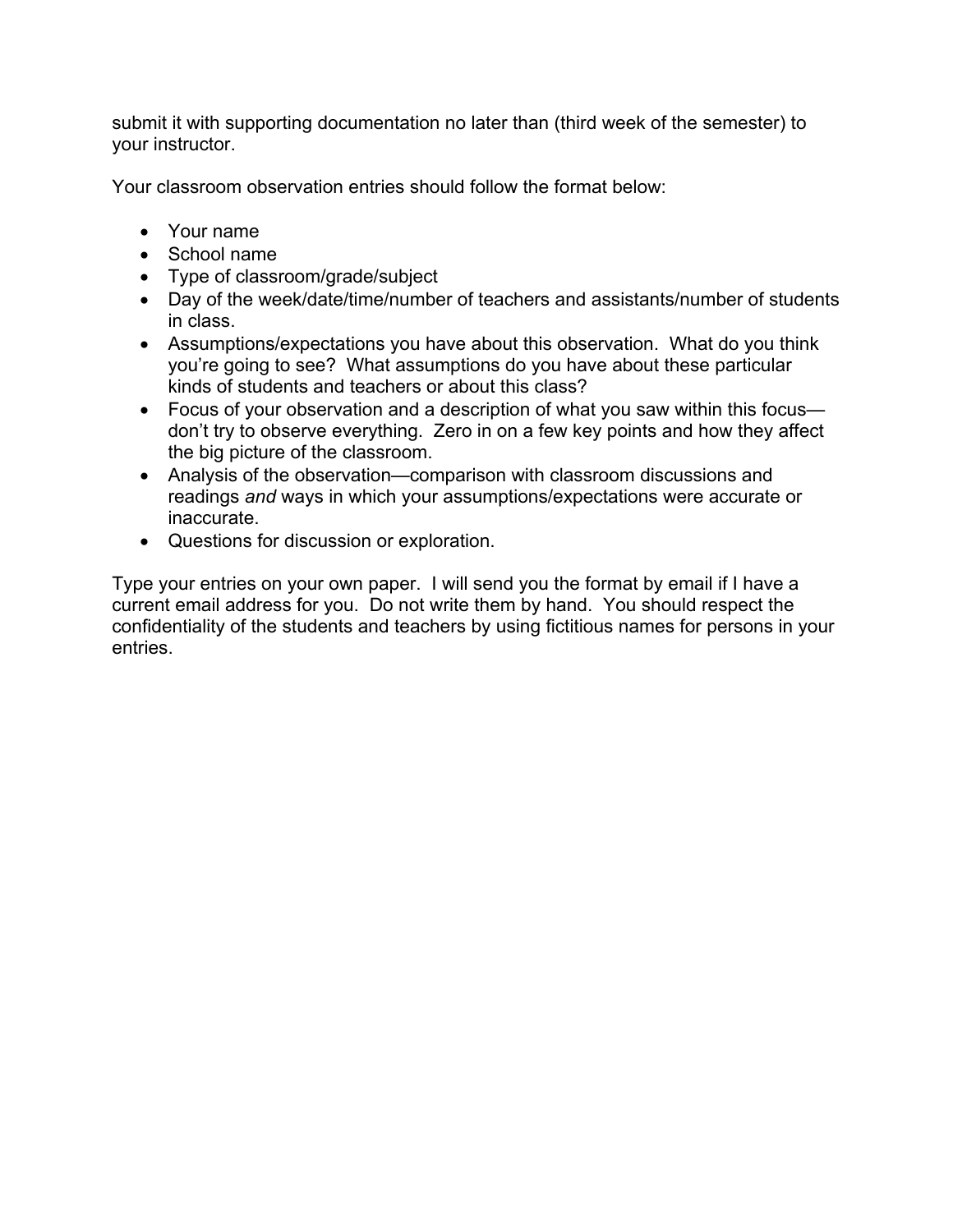submit it with supporting documentation no later than (third week of the semester) to your instructor.

Your classroom observation entries should follow the format below:

- Your name
- School name
- Type of classroom/grade/subject
- Day of the week/date/time/number of teachers and assistants/number of students in class.
- Assumptions/expectations you have about this observation. What do you think you're going to see? What assumptions do you have about these particular kinds of students and teachers or about this class?
- Focus of your observation and a description of what you saw within this focus—don't try to observe everything. Zero in on a few key points and how they affect the big picture of the classroom.
- Analysis of the observation—comparison with classroom discussions and readings *and* ways in which your assumptions/expectations were accurate or inaccurate.
- Questions for discussion or exploration.

Type your entries on your own paper. I will send you the format by email if I have a current email address for you. Do not write them by hand. You should respect the confidentiality of the students and teachers by using fictitious names for persons in your entries.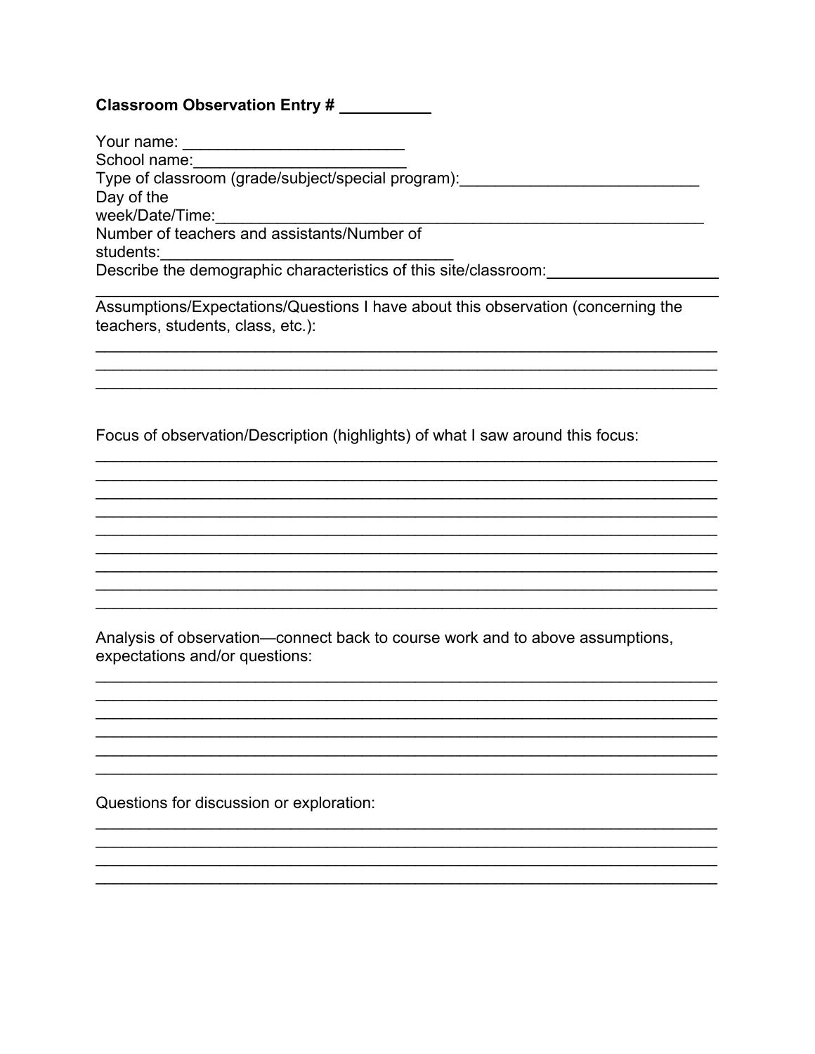**Classroom Observation Entry # __________**

Your name: ________________________
School name:________________________
Type of classroom (grade/subject/special program):___________________________
Day of the week/Date/Time:________________________________________________________
Number of teachers and assistants/Number of students:________________________________
Describe the demographic characteristics of this site/classroom:____________________
_________________________________________________________________________

Assumptions/Expectations/Questions I have about this observation (concerning the teachers, students, class, etc.):
_________________________________________________________________________
_________________________________________________________________________
_________________________________________________________________________

Focus of observation/Description (highlights) of what I saw around this focus:
_________________________________________________________________________
_________________________________________________________________________
_________________________________________________________________________
_________________________________________________________________________
_________________________________________________________________________
_________________________________________________________________________
_________________________________________________________________________
_________________________________________________________________________
_________________________________________________________________________

Analysis of observation—connect back to course work and to above assumptions, expectations and/or questions:
_________________________________________________________________________
_________________________________________________________________________
_________________________________________________________________________
_________________________________________________________________________
_________________________________________________________________________
_________________________________________________________________________

Questions for discussion or exploration:
_________________________________________________________________________
_________________________________________________________________________
_________________________________________________________________________
_________________________________________________________________________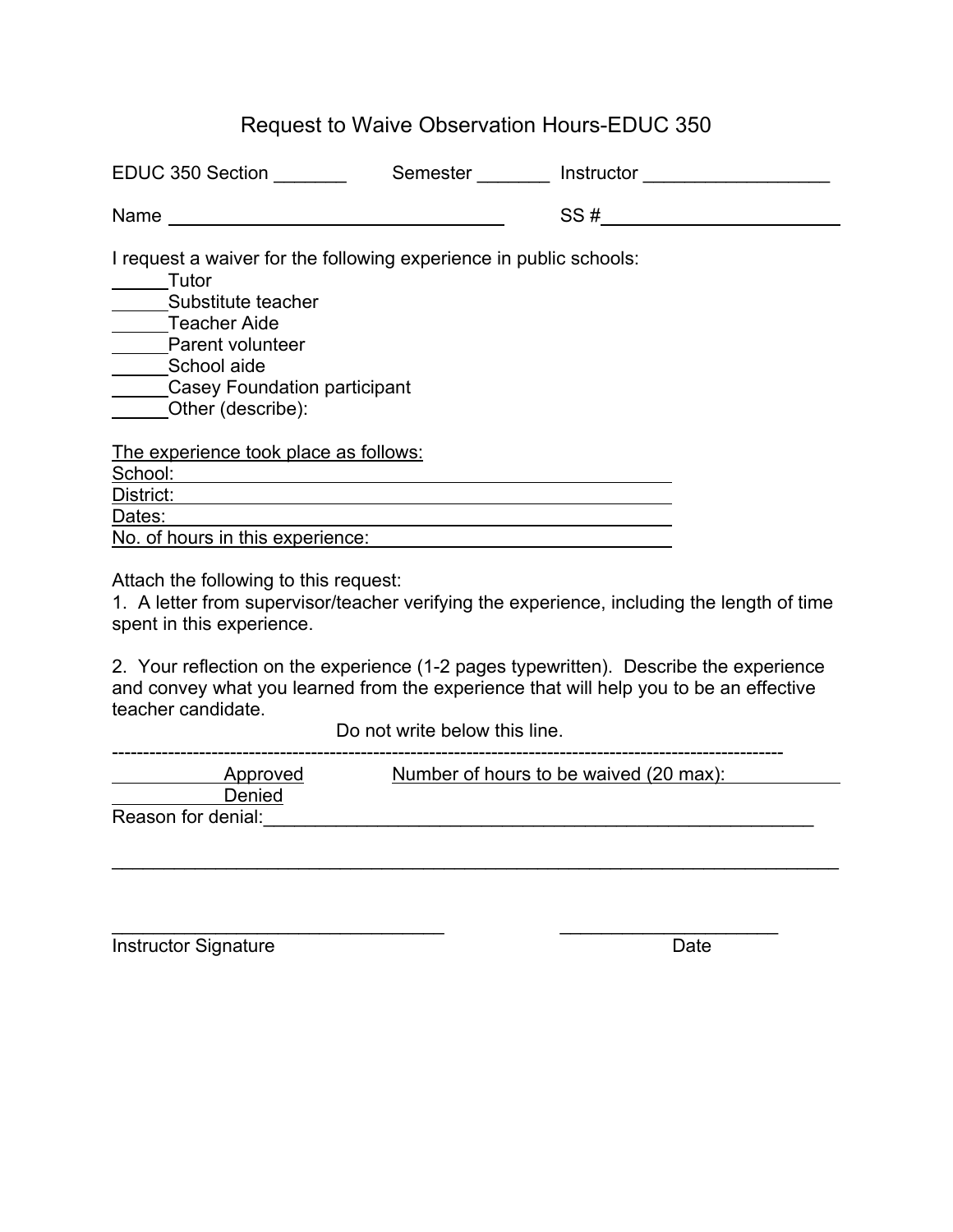# Request to Waive Observation Hours-EDUC 350

EDUC 350 Section _______ Semester _______ Instructor __________________

Name ________________________________ SS # ________________________

I request a waiver for the following experience in public schools:

_____Tutor
_____Substitute teacher
_____Teacher Aide
_____Parent volunteer
_____School aide
_____Casey Foundation participant
_____Other (describe):

The experience took place as follows:
School: ______________________________________________
District: ______________________________________________
Dates: ______________________________________________
No. of hours in this experience: ______________________________

Attach the following to this request:
1. A letter from supervisor/teacher verifying the experience, including the length of time spent in this experience.

2. Your reflection on the experience (1-2 pages typewritten). Describe the experience and convey what you learned from the experience that will help you to be an effective teacher candidate.

Do not write below this line.

---

__________Approved Number of hours to be waived (20 max): __________
__________Denied
Reason for denial: ________________________________________________________

______________________________________________________________________

________________________________ ______________________
Instructor Signature Date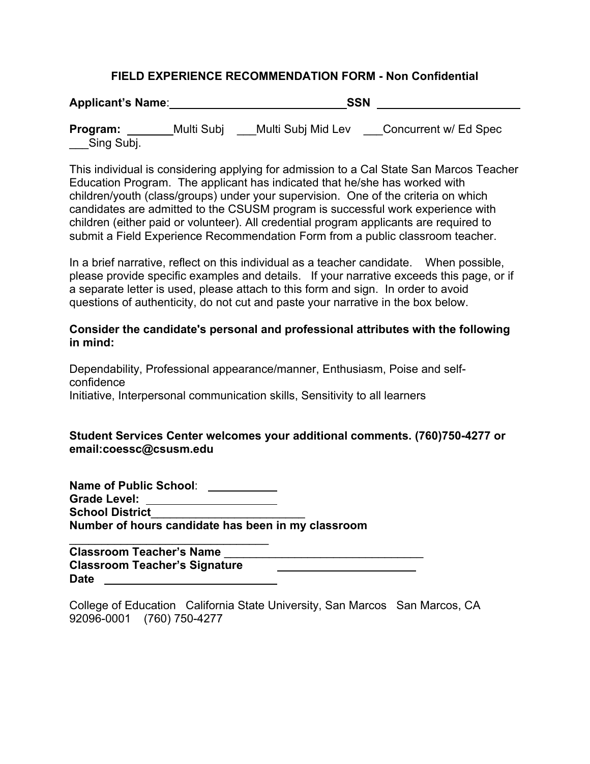## FIELD EXPERIENCE RECOMMENDATION FORM - Non Confidential

**Applicant's Name**:____________________________ **SSN** ______________________

**Program:** ________Multi Subj ___Multi Subj Mid Lev ___Concurrent w/ Ed Spec ___Sing Subj.

This individual is considering applying for admission to a Cal State San Marcos Teacher Education Program. The applicant has indicated that he/she has worked with children/youth (class/groups) under your supervision. One of the criteria on which candidates are admitted to the CSUSM program is successful work experience with children (either paid or volunteer). All credential program applicants are required to submit a Field Experience Recommendation Form from a public classroom teacher.

In a brief narrative, reflect on this individual as a teacher candidate. When possible, please provide specific examples and details. If your narrative exceeds this page, or if a separate letter is used, please attach to this form and sign. In order to avoid questions of authenticity, do not cut and paste your narrative in the box below.

**Consider the candidate's personal and professional attributes with the following in mind:**

Dependability, Professional appearance/manner, Enthusiasm, Poise and self-confidence
Initiative, Interpersonal communication skills, Sensitivity to all learners

**Student Services Center welcomes your additional comments. (760)750-4277 or email:coessc@csusm.edu**

**Name of Public School**: ___________
**Grade Level:** ____________________
**School District**________________________
**Number of hours candidate has been in my classroom** _______________________________
**Classroom Teacher's Name** _______________________________
**Classroom Teacher's Signature** _____________________
**Date** ___________________________

College of Education California State University, San Marcos San Marcos, CA 92096-0001 (760) 750-4277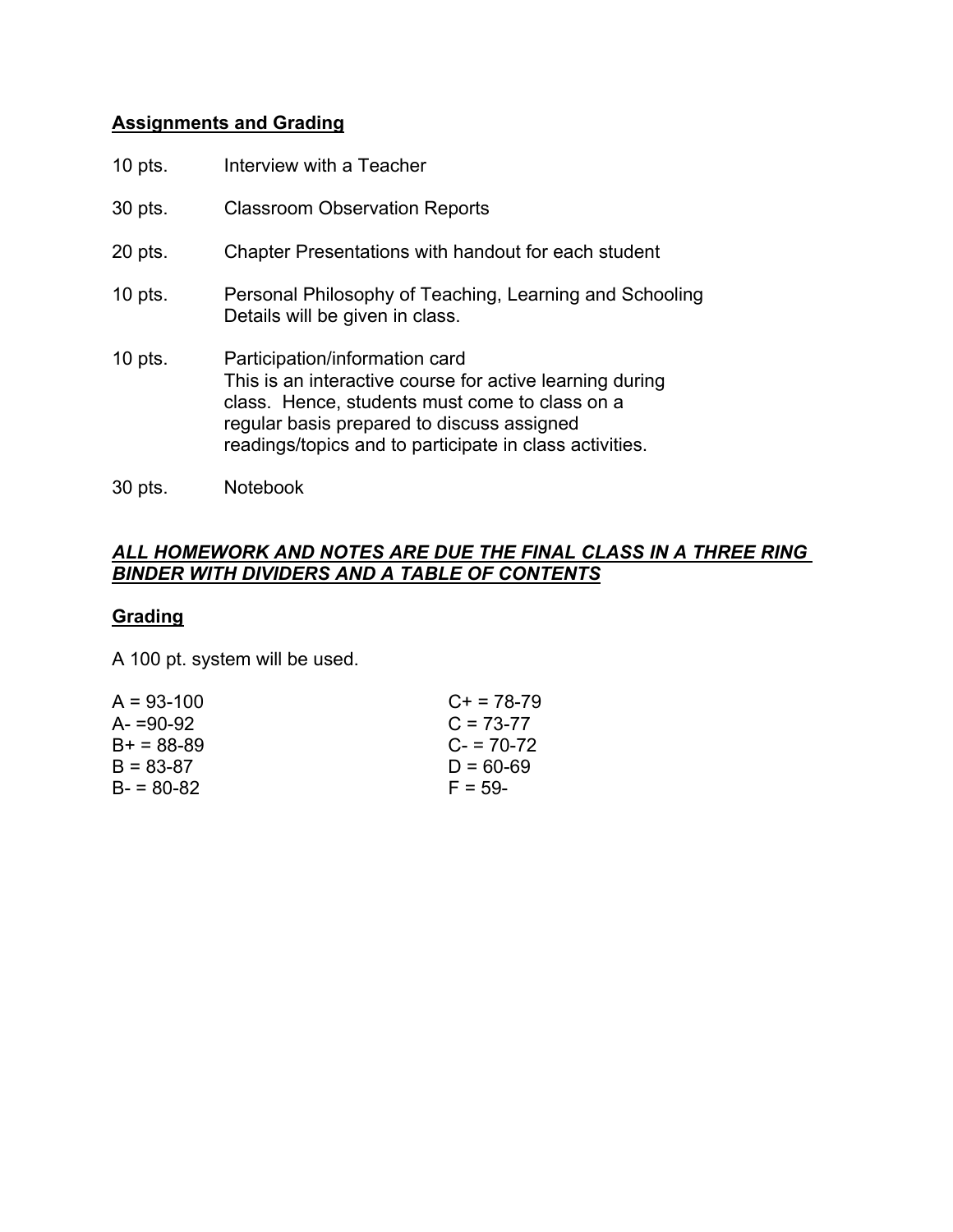## Assignments and Grading

| | |
|---|---|
| 10 pts. | Interview with a Teacher |
| 30 pts. | Classroom Observation Reports |
| 20 pts. | Chapter Presentations with handout for each student |
| 10 pts. | Personal Philosophy of Teaching, Learning and Schooling<br>Details will be given in class. |
| 10 pts. | Participation/information card<br>This is an interactive course for active learning during class. Hence, students must come to class on a regular basis prepared to discuss assigned readings/topics and to participate in class activities. |
| 30 pts. | Notebook |

***ALL HOMEWORK AND NOTES ARE DUE THE FINAL CLASS IN A THREE RING BINDER WITH DIVIDERS AND A TABLE OF CONTENTS***

## Grading

A 100 pt. system will be used.

| | |
|---|---|
| A = 93-100 | C+ = 78-79 |
| A- =90-92 | C = 73-77 |
| B+ = 88-89 | C- = 70-72 |
| B = 83-87 | D = 60-69 |
| B- = 80-82 | F = 59- |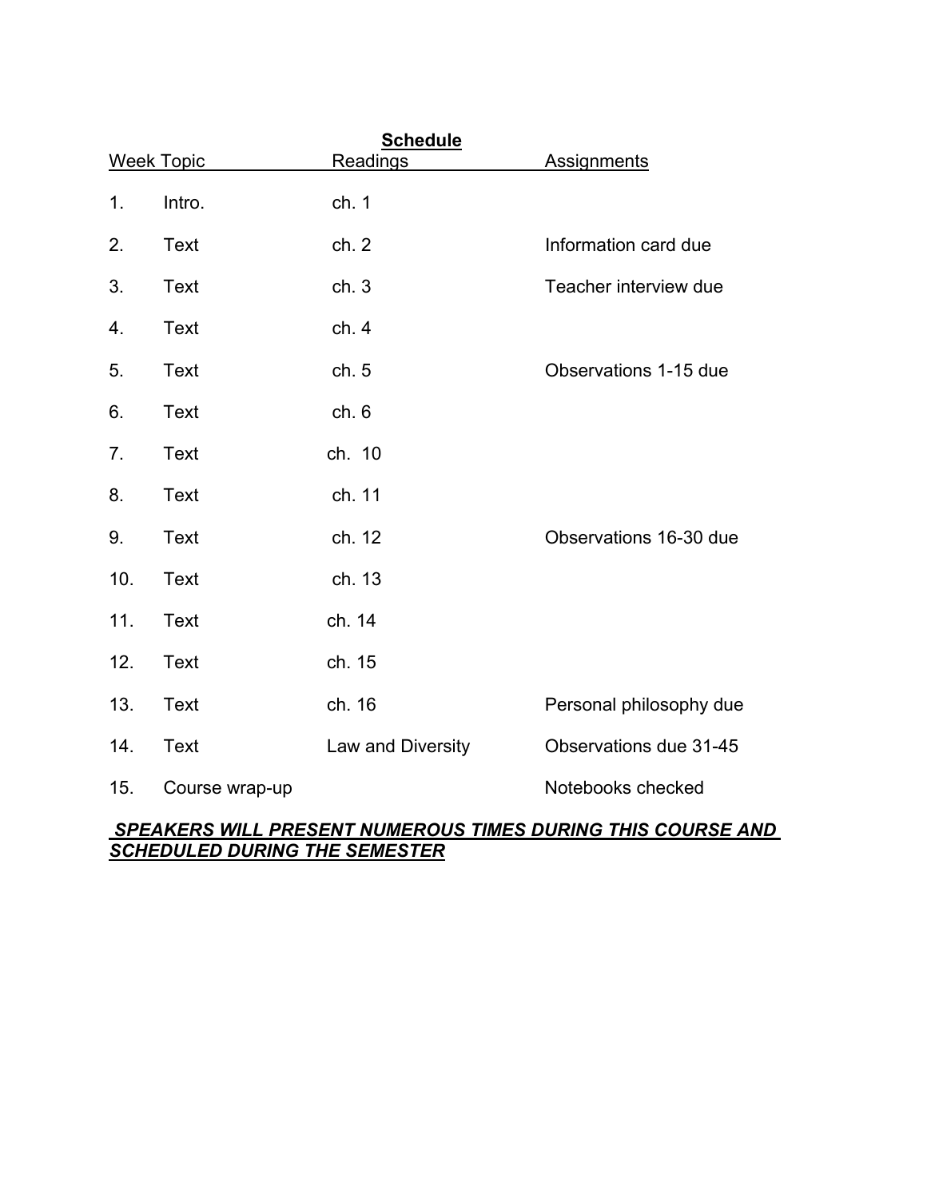**Schedule**

| Week | Topic | Readings | Assignments |
| --- | --- | --- | --- |
| 1. | Intro. | ch. 1 | |
| 2. | Text | ch. 2 | Information card due |
| 3. | Text | ch. 3 | Teacher interview due |
| 4. | Text | ch. 4 | |
| 5. | Text | ch. 5 | Observations 1-15 due |
| 6. | Text | ch. 6 | |
| 7. | Text | ch. 10 | |
| 8. | Text | ch. 11 | |
| 9. | Text | ch. 12 | Observations 16-30 due |
| 10. | Text | ch. 13 | |
| 11. | Text | ch. 14 | |
| 12. | Text | ch. 15 | |
| 13. | Text | ch. 16 | Personal philosophy due |
| 14. | Text | Law and Diversity | Observations due 31-45 |
| 15. | Course wrap-up | | Notebooks checked |

***SPEAKERS WILL PRESENT NUMEROUS TIMES DURING THIS COURSE AND SCHEDULED DURING THE SEMESTER***